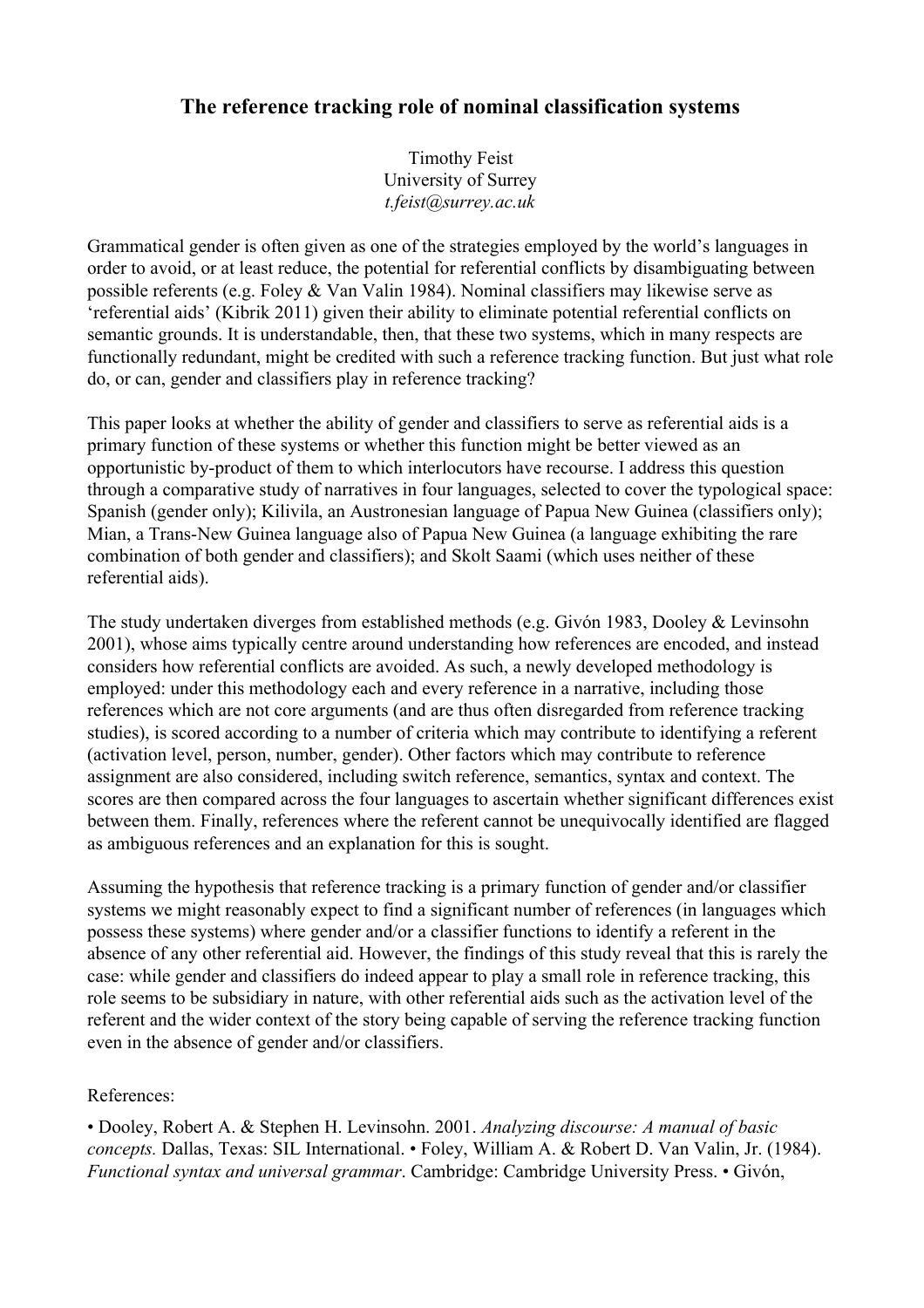# The reference tracking role of nominal classification systems

Timothy Feist
University of Surrey
*t.feist@surrey.ac.uk*

Grammatical gender is often given as one of the strategies employed by the world's languages in order to avoid, or at least reduce, the potential for referential conflicts by disambiguating between possible referents (e.g. Foley & Van Valin 1984). Nominal classifiers may likewise serve as 'referential aids' (Kibrik 2011) given their ability to eliminate potential referential conflicts on semantic grounds. It is understandable, then, that these two systems, which in many respects are functionally redundant, might be credited with such a reference tracking function. But just what role do, or can, gender and classifiers play in reference tracking?

This paper looks at whether the ability of gender and classifiers to serve as referential aids is a primary function of these systems or whether this function might be better viewed as an opportunistic by-product of them to which interlocutors have recourse. I address this question through a comparative study of narratives in four languages, selected to cover the typological space: Spanish (gender only); Kilivila, an Austronesian language of Papua New Guinea (classifiers only); Mian, a Trans-New Guinea language also of Papua New Guinea (a language exhibiting the rare combination of both gender and classifiers); and Skolt Saami (which uses neither of these referential aids).

The study undertaken diverges from established methods (e.g. Givón 1983, Dooley & Levinsohn 2001), whose aims typically centre around understanding how references are encoded, and instead considers how referential conflicts are avoided. As such, a newly developed methodology is employed: under this methodology each and every reference in a narrative, including those references which are not core arguments (and are thus often disregarded from reference tracking studies), is scored according to a number of criteria which may contribute to identifying a referent (activation level, person, number, gender). Other factors which may contribute to reference assignment are also considered, including switch reference, semantics, syntax and context. The scores are then compared across the four languages to ascertain whether significant differences exist between them. Finally, references where the referent cannot be unequivocally identified are flagged as ambiguous references and an explanation for this is sought.

Assuming the hypothesis that reference tracking is a primary function of gender and/or classifier systems we might reasonably expect to find a significant number of references (in languages which possess these systems) where gender and/or a classifier functions to identify a referent in the absence of any other referential aid. However, the findings of this study reveal that this is rarely the case: while gender and classifiers do indeed appear to play a small role in reference tracking, this role seems to be subsidiary in nature, with other referential aids such as the activation level of the referent and the wider context of the story being capable of serving the reference tracking function even in the absence of gender and/or classifiers.

References:

• Dooley, Robert A. & Stephen H. Levinsohn. 2001. *Analyzing discourse: A manual of basic concepts.* Dallas, Texas: SIL International. • Foley, William A. & Robert D. Van Valin, Jr. (1984). *Functional syntax and universal grammar*. Cambridge: Cambridge University Press. • Givón,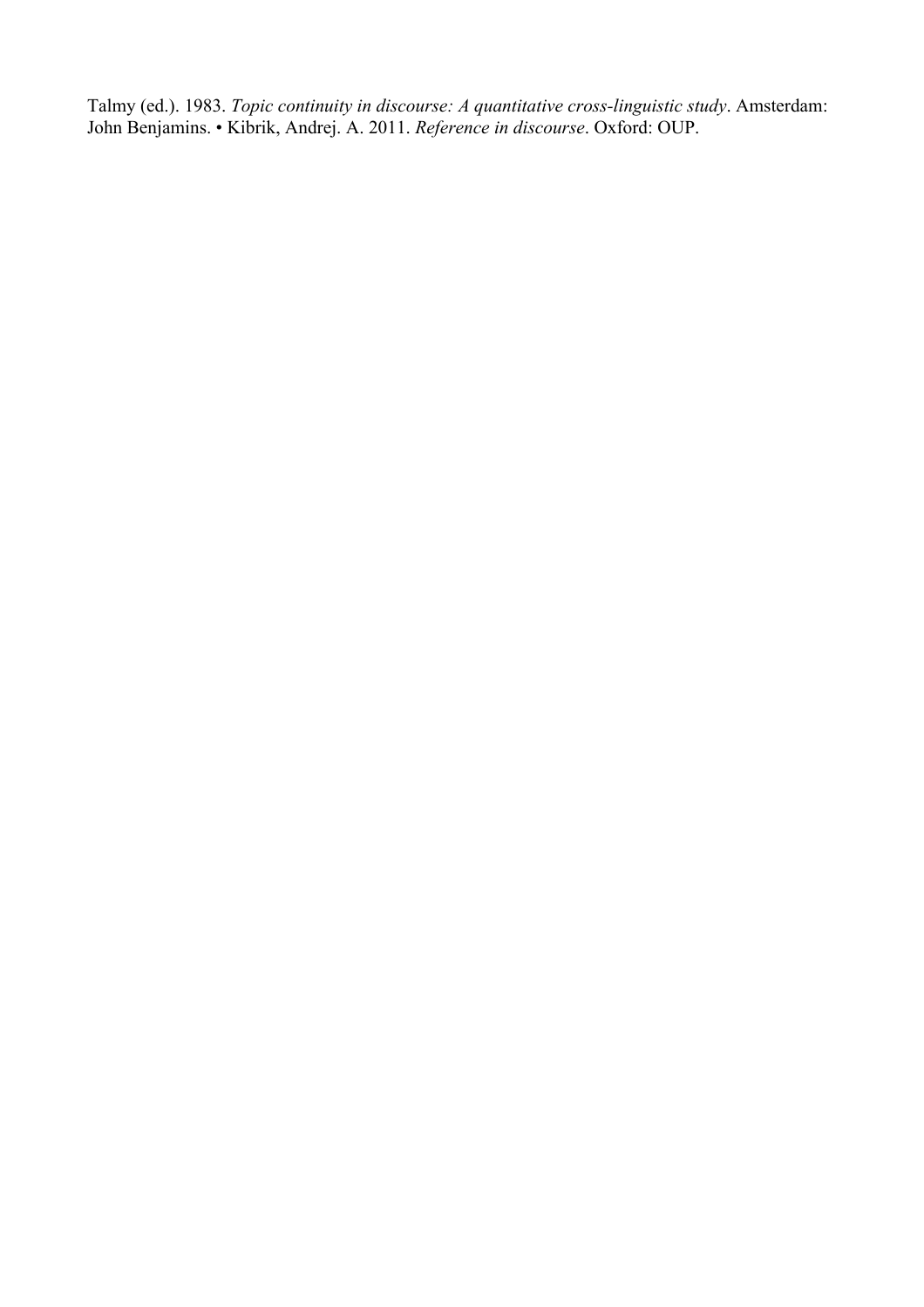Talmy (ed.). 1983. *Topic continuity in discourse: A quantitative cross-linguistic study*. Amsterdam: John Benjamins. • Kibrik, Andrej. A. 2011. *Reference in discourse*. Oxford: OUP.